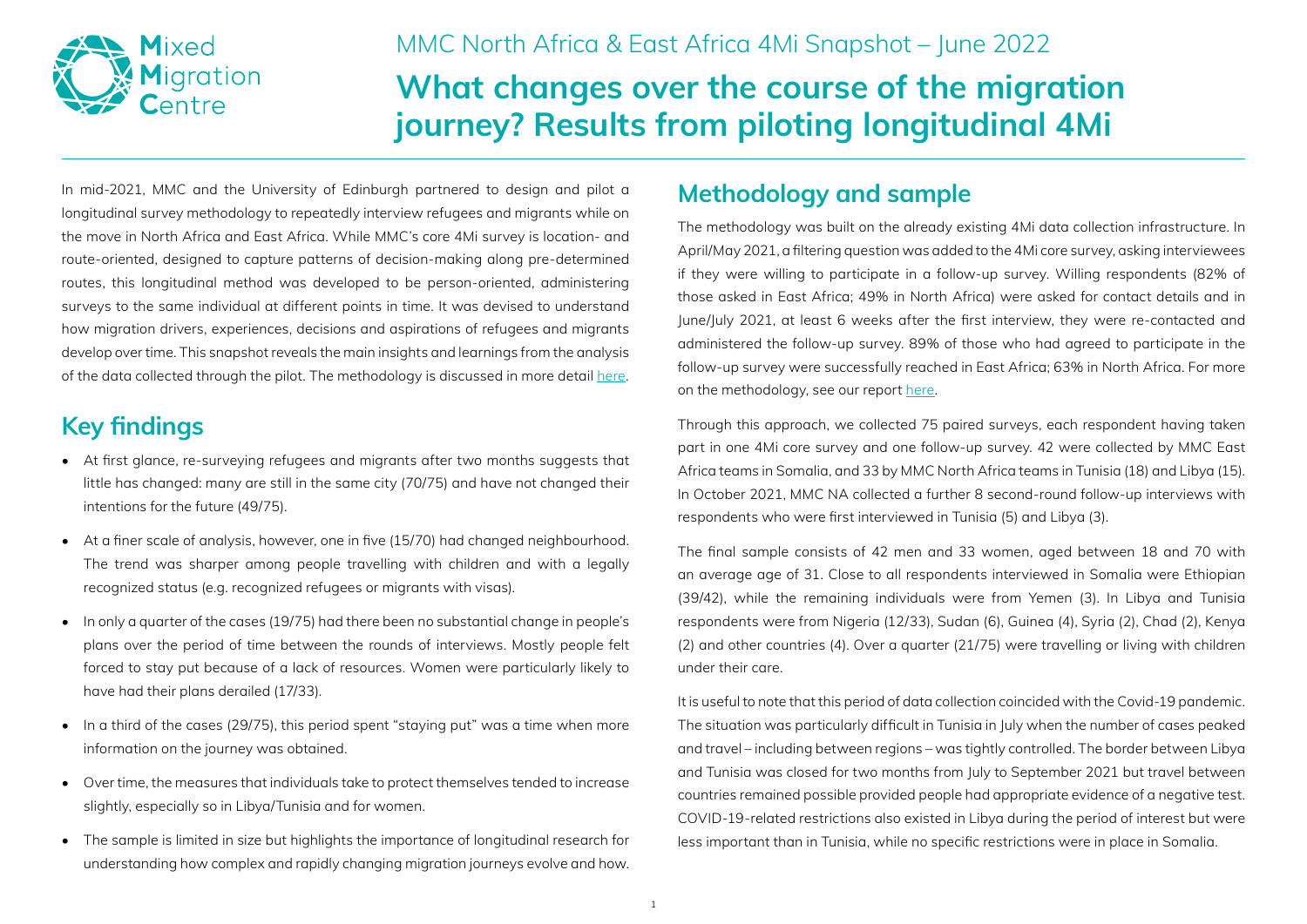MMC North Africa & East Africa 4Mi Snapshot – June 2022

# What changes over the course of the migration journey? Results from piloting longitudinal 4Mi

In mid-2021, MMC and the University of Edinburgh partnered to design and pilot a longitudinal survey methodology to repeatedly interview refugees and migrants while on the move in North Africa and East Africa. While MMC's core 4Mi survey is location- and route-oriented, designed to capture patterns of decision-making along pre-determined routes, this longitudinal method was developed to be person-oriented, administering surveys to the same individual at different points in time. It was devised to understand how migration drivers, experiences, decisions and aspirations of refugees and migrants develop over time. This snapshot reveals the main insights and learnings from the analysis of the data collected through the pilot. The methodology is discussed in more detail here.

## Key findings

- At first glance, re-surveying refugees and migrants after two months suggests that little has changed: many are still in the same city (70/75) and have not changed their intentions for the future (49/75).
- At a finer scale of analysis, however, one in five (15/70) had changed neighbourhood. The trend was sharper among people travelling with children and with a legally recognized status (e.g. recognized refugees or migrants with visas).
- In only a quarter of the cases (19/75) had there been no substantial change in people's plans over the period of time between the rounds of interviews. Mostly people felt forced to stay put because of a lack of resources. Women were particularly likely to have had their plans derailed (17/33).
- In a third of the cases (29/75), this period spent "staying put" was a time when more information on the journey was obtained.
- Over time, the measures that individuals take to protect themselves tended to increase slightly, especially so in Libya/Tunisia and for women.
- The sample is limited in size but highlights the importance of longitudinal research for understanding how complex and rapidly changing migration journeys evolve and how.

## Methodology and sample

The methodology was built on the already existing 4Mi data collection infrastructure. In April/May 2021, a filtering question was added to the 4Mi core survey, asking interviewees if they were willing to participate in a follow-up survey. Willing respondents (82% of those asked in East Africa; 49% in North Africa) were asked for contact details and in June/July 2021, at least 6 weeks after the first interview, they were re-contacted and administered the follow-up survey. 89% of those who had agreed to participate in the follow-up survey were successfully reached in East Africa; 63% in North Africa. For more on the methodology, see our report here.

Through this approach, we collected 75 paired surveys, each respondent having taken part in one 4Mi core survey and one follow-up survey. 42 were collected by MMC East Africa teams in Somalia, and 33 by MMC North Africa teams in Tunisia (18) and Libya (15). In October 2021, MMC NA collected a further 8 second-round follow-up interviews with respondents who were first interviewed in Tunisia (5) and Libya (3).

The final sample consists of 42 men and 33 women, aged between 18 and 70 with an average age of 31. Close to all respondents interviewed in Somalia were Ethiopian (39/42), while the remaining individuals were from Yemen (3). In Libya and Tunisia respondents were from Nigeria (12/33), Sudan (6), Guinea (4), Syria (2), Chad (2), Kenya (2) and other countries (4). Over a quarter (21/75) were travelling or living with children under their care.

It is useful to note that this period of data collection coincided with the Covid-19 pandemic. The situation was particularly difficult in Tunisia in July when the number of cases peaked and travel – including between regions – was tightly controlled. The border between Libya and Tunisia was closed for two months from July to September 2021 but travel between countries remained possible provided people had appropriate evidence of a negative test. COVID-19-related restrictions also existed in Libya during the period of interest but were less important than in Tunisia, while no specific restrictions were in place in Somalia.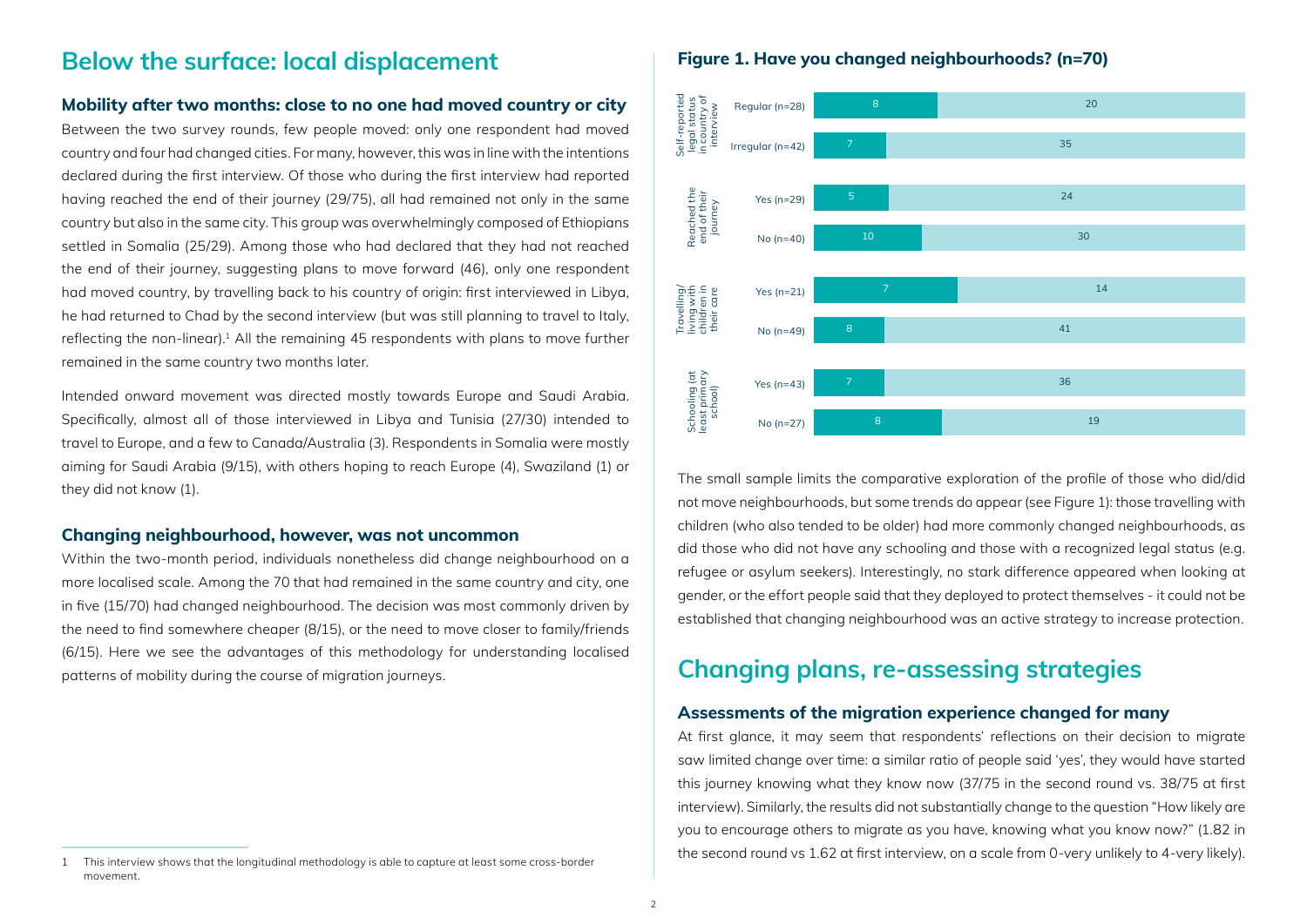# Below the surface: local displacement

### Mobility after two months: close to no one had moved country or city

Between the two survey rounds, few people moved: only one respondent had moved country and four had changed cities. For many, however, this was in line with the intentions declared during the first interview. Of those who during the first interview had reported having reached the end of their journey (29/75), all had remained not only in the same country but also in the same city. This group was overwhelmingly composed of Ethiopians settled in Somalia (25/29). Among those who had declared that they had not reached the end of their journey, suggesting plans to move forward (46), only one respondent had moved country, by travelling back to his country of origin: first interviewed in Libya, he had returned to Chad by the second interview (but was still planning to travel to Italy, reflecting the non-linear).[1] All the remaining 45 respondents with plans to move further remained in the same country two months later.

Intended onward movement was directed mostly towards Europe and Saudi Arabia. Specifically, almost all of those interviewed in Libya and Tunisia (27/30) intended to travel to Europe, and a few to Canada/Australia (3). Respondents in Somalia were mostly aiming for Saudi Arabia (9/15), with others hoping to reach Europe (4), Swaziland (1) or they did not know (1).

### Changing neighbourhood, however, was not uncommon

Within the two-month period, individuals nonetheless did change neighbourhood on a more localised scale. Among the 70 that had remained in the same country and city, one in five (15/70) had changed neighbourhood. The decision was most commonly driven by the need to find somewhere cheaper (8/15), or the need to move closer to family/friends (6/15). Here we see the advantages of this methodology for understanding localised patterns of mobility during the course of migration journeys.

### Figure 1. Have you changed neighbourhoods? (n=70)

| Category | Group | Yes (changed) | No |
|---|---|---|---|
| Self-reported legal status in country of interview | Regular (n=28) | 8 | 20 |
| | Irregular (n=42) | 7 | 35 |
| Reached the end of their journey | Yes (n=29) | 5 | 24 |
| | No (n=40) | 10 | 30 |
| Travelling/living with children in their care | Yes (n=21) | 7 | 14 |
| | No (n=49) | 8 | 41 |
| Schooling (at least primary school) | Yes (n=43) | 7 | 36 |
| | No (n=27) | 8 | 19 |

The small sample limits the comparative exploration of the profile of those who did/did not move neighbourhoods, but some trends do appear (see Figure 1): those travelling with children (who also tended to be older) had more commonly changed neighbourhoods, as did those who did not have any schooling and those with a recognized legal status (e.g. refugee or asylum seekers). Interestingly, no stark difference appeared when looking at gender, or the effort people said that they deployed to protect themselves - it could not be established that changing neighbourhood was an active strategy to increase protection.

# Changing plans, re-assessing strategies

### Assessments of the migration experience changed for many

At first glance, it may seem that respondents' reflections on their decision to migrate saw limited change over time: a similar ratio of people said 'yes', they would have started this journey knowing what they know now (37/75 in the second round vs. 38/75 at first interview). Similarly, the results did not substantially change to the question "How likely are you to encourage others to migrate as you have, knowing what you know now?" (1.82 in the second round vs 1.62 at first interview, on a scale from 0-very unlikely to 4-very likely).

---

[1] This interview shows that the longitudinal methodology is able to capture at least some cross-border movement.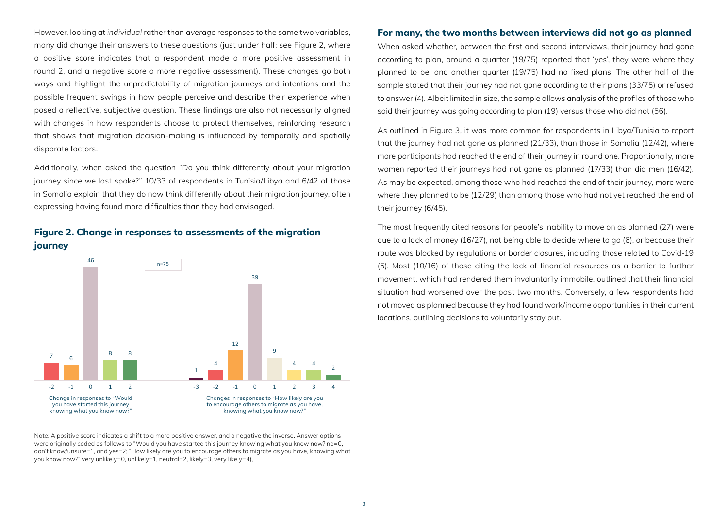However, looking at *individual* rather than *average* responses to the same two variables, many did change their answers to these questions (just under half: see Figure 2, where a positive score indicates that a respondent made a more positive assessment in round 2, and a negative score a more negative assessment). These changes go both ways and highlight the unpredictability of migration journeys and intentions and the possible frequent swings in how people perceive and describe their experience when posed a reflective, subjective question. These findings are also not necessarily aligned with changes in how respondents choose to protect themselves, reinforcing research that shows that migration decision-making is influenced by temporally and spatially disparate factors.

Additionally, when asked the question "Do you think differently about your migration journey since we last spoke?" 10/33 of respondents in Tunisia/Libya and 6/42 of those in Somalia explain that they do now think differently about their migration journey, often expressing having found more difficulties than they had envisaged.

## Figure 2. Change in responses to assessments of the migration journey

n=75

Change in responses to "Would you have started this journey knowing what you know now?"

| Change | -2 | -1 | 0 | 1 | 2 |
|---|---|---|---|---|---|
| Count | 7 | 6 | 46 | 8 | 8 |

Changes in responses to "How likely are you to encourage others to migrate as you have, knowing what you know now?"

| Change | -3 | -2 | -1 | 0 | 1 | 2 | 3 | 4 |
|---|---|---|---|---|---|---|---|---|
| Count | 1 | 4 | 12 | 39 | 9 | 4 | 4 | 2 |

Note: A positive score indicates a shift to a more positive answer, and a negative the inverse. Answer options were originally coded as follows to "Would you have started this journey knowing what you know now? no=0, don't know/unsure=1, and yes=2; "How likely are you to encourage others to migrate as you have, knowing what you know now?" very unlikely=0, unlikely=1, neutral=2, likely=3, very likely=4),

## For many, the two months between interviews did not go as planned

When asked whether, between the first and second interviews, their journey had gone according to plan, around a quarter (19/75) reported that 'yes', they were where they planned to be, and another quarter (19/75) had no fixed plans. The other half of the sample stated that their journey had not gone according to their plans (33/75) or refused to answer (4). Albeit limited in size, the sample allows analysis of the profiles of those who said their journey was going according to plan (19) versus those who did not (56).

As outlined in Figure 3, it was more common for respondents in Libya/Tunisia to report that the journey had not gone as planned (21/33), than those in Somalia (12/42), where more participants had reached the end of their journey in round one. Proportionally, more women reported their journeys had not gone as planned (17/33) than did men (16/42). As may be expected, among those who had reached the end of their journey, more were where they planned to be (12/29) than among those who had not yet reached the end of their journey (6/45).

The most frequently cited reasons for people's inability to move on as planned (27) were due to a lack of money (16/27), not being able to decide where to go (6), or because their route was blocked by regulations or border closures, including those related to Covid-19 (5). Most (10/16) of those citing the lack of financial resources as a barrier to further movement, which had rendered them involuntarily immobile, outlined that their financial situation had worsened over the past two months. Conversely, a few respondents had not moved as planned because they had found work/income opportunities in their current locations, outlining decisions to voluntarily stay put.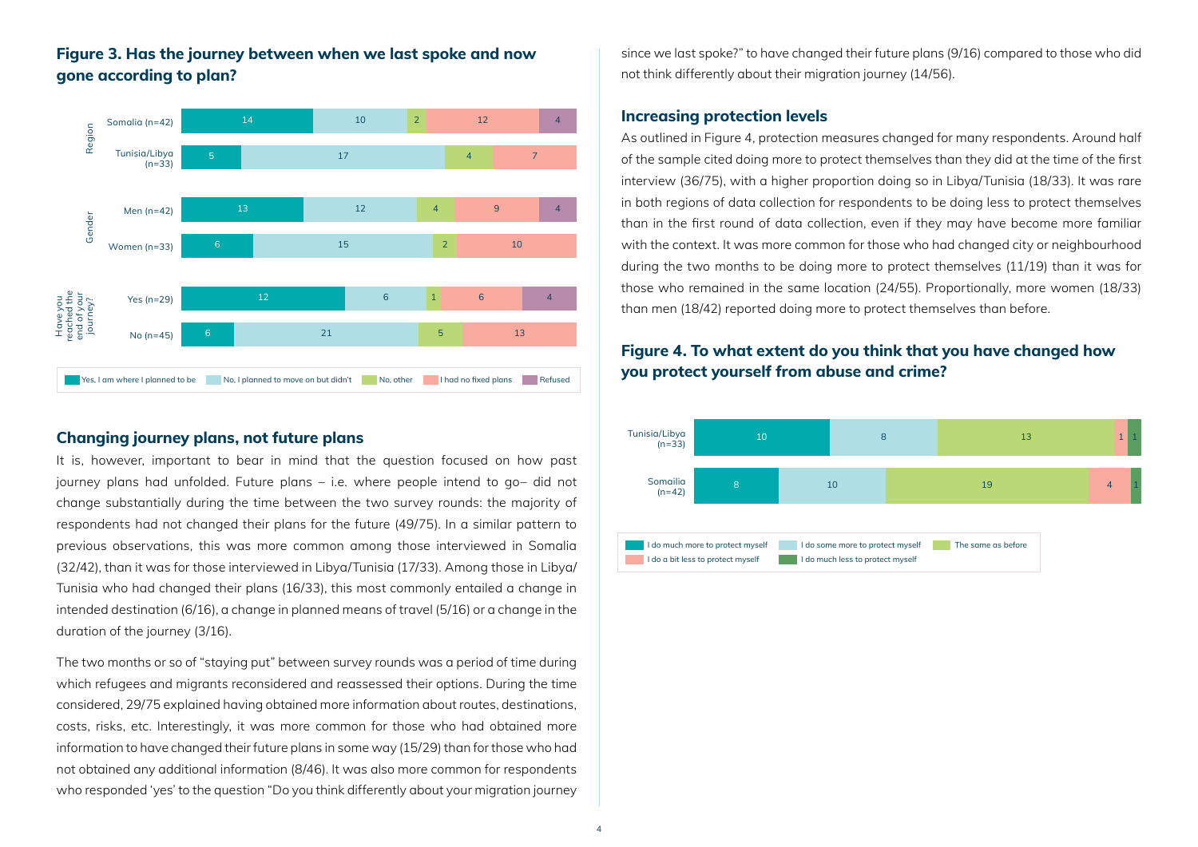### Figure 3. Has the journey between when we last spoke and now gone according to plan?

| | | Yes, I am where I planned to be | No, I planned to move on but didn't | No, other | I had no fixed plans | Refused |
|---|---|---|---|---|---|---|
| Region | Somalia (n=42) | 14 | 10 | 2 | 12 | 4 |
| | Tunisia/Libya (n=33) | 5 | 17 | 4 | 7 | |
| Gender | Men (n=42) | 13 | 12 | 4 | 9 | 4 |
| | Women (n=33) | 6 | 15 | 2 | 10 | |
| Have you reached the end of your journey? | Yes (n=29) | 12 | 6 | 1 | 6 | 4 |
| | No (n=45) | 6 | 21 | 5 | 13 | |

## Changing journey plans, not future plans

It is, however, important to bear in mind that the question focused on how past journey plans had unfolded. Future plans – i.e. where people intend to go– did not change substantially during the time between the two survey rounds: the majority of respondents had not changed their plans for the future (49/75). In a similar pattern to previous observations, this was more common among those interviewed in Somalia (32/42), than it was for those interviewed in Libya/Tunisia (17/33). Among those in Libya/Tunisia who had changed their plans (16/33), this most commonly entailed a change in intended destination (6/16), a change in planned means of travel (5/16) or a change in the duration of the journey (3/16).

The two months or so of "staying put" between survey rounds was a period of time during which refugees and migrants reconsidered and reassessed their options. During the time considered, 29/75 explained having obtained more information about routes, destinations, costs, risks, etc. Interestingly, it was more common for those who had obtained more information to have changed their future plans in some way (15/29) than for those who had not obtained any additional information (8/46). It was also more common for respondents who responded 'yes' to the question "Do you think differently about your migration journey since we last spoke?" to have changed their future plans (9/16) compared to those who did not think differently about their migration journey (14/56).

## Increasing protection levels

As outlined in Figure 4, protection measures changed for many respondents. Around half of the sample cited doing more to protect themselves than they did at the time of the first interview (36/75), with a higher proportion doing so in Libya/Tunisia (18/33). It was rare in both regions of data collection for respondents to be doing less to protect themselves than in the first round of data collection, even if they may have become more familiar with the context. It was more common for those who had changed city or neighbourhood during the two months to be doing more to protect themselves (11/19) than it was for those who remained in the same location (24/55). Proportionally, more women (18/33) than men (18/42) reported doing more to protect themselves than before.

### Figure 4. To what extent do you think that you have changed how you protect yourself from abuse and crime?

| | I do much more to protect myself | I do some more to protect myself | The same as before | I do a bit less to protect myself | I do much less to protect myself |
|---|---|---|---|---|---|
| Tunisia/Libya (n=33) | 10 | 8 | 13 | 1 | 1 |
| Somailia (n=42) | 8 | 10 | 19 | 4 | 1 |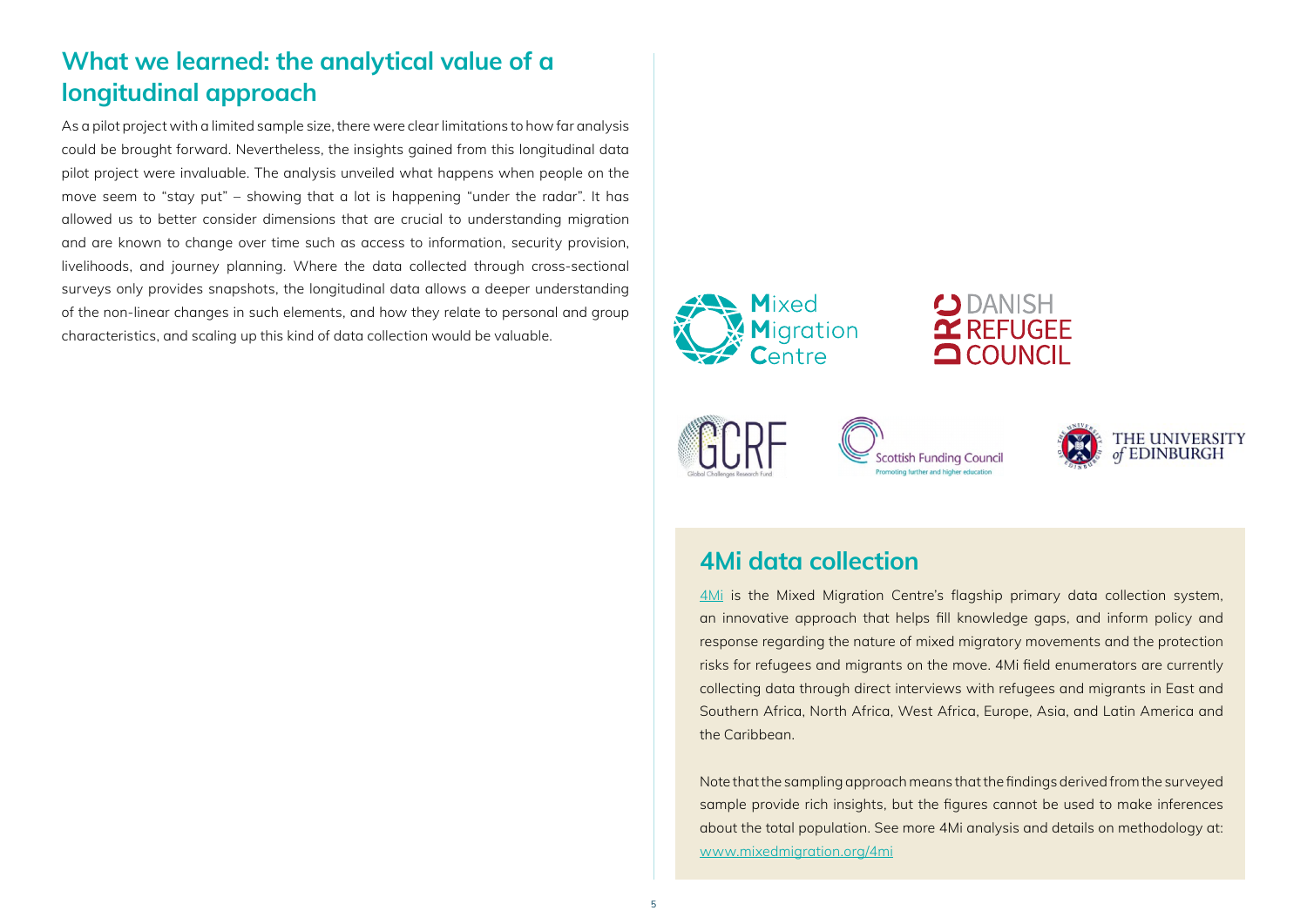## What we learned: the analytical value of a longitudinal approach

As a pilot project with a limited sample size, there were clear limitations to how far analysis could be brought forward. Nevertheless, the insights gained from this longitudinal data pilot project were invaluable. The analysis unveiled what happens when people on the move seem to "stay put" – showing that a lot is happening "under the radar". It has allowed us to better consider dimensions that are crucial to understanding migration and are known to change over time such as access to information, security provision, livelihoods, and journey planning. Where the data collected through cross-sectional surveys only provides snapshots, the longitudinal data allows a deeper understanding of the non-linear changes in such elements, and how they relate to personal and group characteristics, and scaling up this kind of data collection would be valuable.

## 4Mi data collection

4Mi is the Mixed Migration Centre's flagship primary data collection system, an innovative approach that helps fill knowledge gaps, and inform policy and response regarding the nature of mixed migratory movements and the protection risks for refugees and migrants on the move. 4Mi field enumerators are currently collecting data through direct interviews with refugees and migrants in East and Southern Africa, North Africa, West Africa, Europe, Asia, and Latin America and the Caribbean.

Note that the sampling approach means that the findings derived from the surveyed sample provide rich insights, but the figures cannot be used to make inferences about the total population. See more 4Mi analysis and details on methodology at: www.mixedmigration.org/4mi